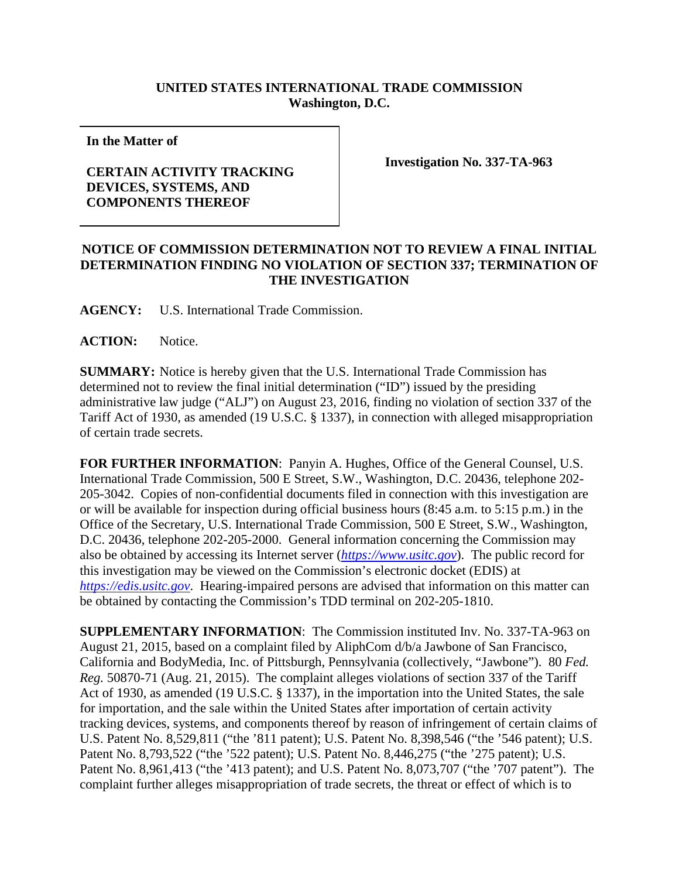**UNITED STATES INTERNATIONAL TRADE COMMISSION**
**Washington, D.C.**

| **In the Matter of**<br><br>**CERTAIN ACTIVITY TRACKING DEVICES, SYSTEMS, AND COMPONENTS THEREOF** | **Investigation No. 337-TA-963** |
|---|---|

**NOTICE OF COMMISSION DETERMINATION NOT TO REVIEW A FINAL INITIAL DETERMINATION FINDING NO VIOLATION OF SECTION 337; TERMINATION OF THE INVESTIGATION**

**AGENCY:** U.S. International Trade Commission.

**ACTION:** Notice.

**SUMMARY:** Notice is hereby given that the U.S. International Trade Commission has determined not to review the final initial determination ("ID") issued by the presiding administrative law judge ("ALJ") on August 23, 2016, finding no violation of section 337 of the Tariff Act of 1930, as amended (19 U.S.C. § 1337), in connection with alleged misappropriation of certain trade secrets.

**FOR FURTHER INFORMATION**: Panyin A. Hughes, Office of the General Counsel, U.S. International Trade Commission, 500 E Street, S.W., Washington, D.C. 20436, telephone 202-205-3042. Copies of non-confidential documents filed in connection with this investigation are or will be available for inspection during official business hours (8:45 a.m. to 5:15 p.m.) in the Office of the Secretary, U.S. International Trade Commission, 500 E Street, S.W., Washington, D.C. 20436, telephone 202-205-2000. General information concerning the Commission may also be obtained by accessing its Internet server (*https://www.usitc.gov*). The public record for this investigation may be viewed on the Commission's electronic docket (EDIS) at *https://edis.usitc.gov*. Hearing-impaired persons are advised that information on this matter can be obtained by contacting the Commission's TDD terminal on 202-205-1810.

**SUPPLEMENTARY INFORMATION**: The Commission instituted Inv. No. 337-TA-963 on August 21, 2015, based on a complaint filed by AliphCom d/b/a Jawbone of San Francisco, California and BodyMedia, Inc. of Pittsburgh, Pennsylvania (collectively, "Jawbone"). 80 *Fed. Reg.* 50870-71 (Aug. 21, 2015). The complaint alleges violations of section 337 of the Tariff Act of 1930, as amended (19 U.S.C. § 1337), in the importation into the United States, the sale for importation, and the sale within the United States after importation of certain activity tracking devices, systems, and components thereof by reason of infringement of certain claims of U.S. Patent No. 8,529,811 ("the '811 patent); U.S. Patent No. 8,398,546 ("the '546 patent); U.S. Patent No. 8,793,522 ("the '522 patent); U.S. Patent No. 8,446,275 ("the '275 patent); U.S. Patent No. 8,961,413 ("the '413 patent); and U.S. Patent No. 8,073,707 ("the '707 patent"). The complaint further alleges misappropriation of trade secrets, the threat or effect of which is to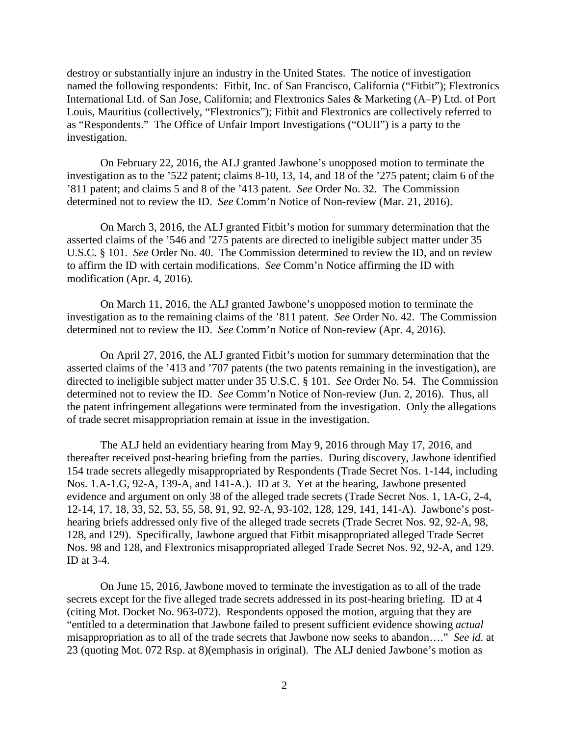destroy or substantially injure an industry in the United States. The notice of investigation named the following respondents: Fitbit, Inc. of San Francisco, California ("Fitbit"); Flextronics International Ltd. of San Jose, California; and Flextronics Sales & Marketing (A–P) Ltd. of Port Louis, Mauritius (collectively, "Flextronics"); Fitbit and Flextronics are collectively referred to as "Respondents." The Office of Unfair Import Investigations ("OUII") is a party to the investigation.

On February 22, 2016, the ALJ granted Jawbone's unopposed motion to terminate the investigation as to the '522 patent; claims 8-10, 13, 14, and 18 of the '275 patent; claim 6 of the '811 patent; and claims 5 and 8 of the '413 patent. *See* Order No. 32. The Commission determined not to review the ID. *See* Comm'n Notice of Non-review (Mar. 21, 2016).

On March 3, 2016, the ALJ granted Fitbit's motion for summary determination that the asserted claims of the '546 and '275 patents are directed to ineligible subject matter under 35 U.S.C. § 101. *See* Order No. 40. The Commission determined to review the ID, and on review to affirm the ID with certain modifications. *See* Comm'n Notice affirming the ID with modification (Apr. 4, 2016).

On March 11, 2016, the ALJ granted Jawbone's unopposed motion to terminate the investigation as to the remaining claims of the '811 patent. *See* Order No. 42. The Commission determined not to review the ID. *See* Comm'n Notice of Non-review (Apr. 4, 2016).

On April 27, 2016, the ALJ granted Fitbit's motion for summary determination that the asserted claims of the '413 and '707 patents (the two patents remaining in the investigation), are directed to ineligible subject matter under 35 U.S.C. § 101. *See* Order No. 54. The Commission determined not to review the ID. *See* Comm'n Notice of Non-review (Jun. 2, 2016). Thus, all the patent infringement allegations were terminated from the investigation. Only the allegations of trade secret misappropriation remain at issue in the investigation.

The ALJ held an evidentiary hearing from May 9, 2016 through May 17, 2016, and thereafter received post-hearing briefing from the parties. During discovery, Jawbone identified 154 trade secrets allegedly misappropriated by Respondents (Trade Secret Nos. 1-144, including Nos. 1.A-1.G, 92-A, 139-A, and 141-A.). ID at 3. Yet at the hearing, Jawbone presented evidence and argument on only 38 of the alleged trade secrets (Trade Secret Nos. 1, 1A-G, 2-4, 12-14, 17, 18, 33, 52, 53, 55, 58, 91, 92, 92-A, 93-102, 128, 129, 141, 141-A). Jawbone's post-hearing briefs addressed only five of the alleged trade secrets (Trade Secret Nos. 92, 92-A, 98, 128, and 129). Specifically, Jawbone argued that Fitbit misappropriated alleged Trade Secret Nos. 98 and 128, and Flextronics misappropriated alleged Trade Secret Nos. 92, 92-A, and 129. ID at 3-4.

On June 15, 2016, Jawbone moved to terminate the investigation as to all of the trade secrets except for the five alleged trade secrets addressed in its post-hearing briefing. ID at 4 (citing Mot. Docket No. 963-072). Respondents opposed the motion, arguing that they are "entitled to a determination that Jawbone failed to present sufficient evidence showing *actual* misappropriation as to all of the trade secrets that Jawbone now seeks to abandon…." *See id.* at 23 (quoting Mot. 072 Rsp. at 8)(emphasis in original). The ALJ denied Jawbone's motion as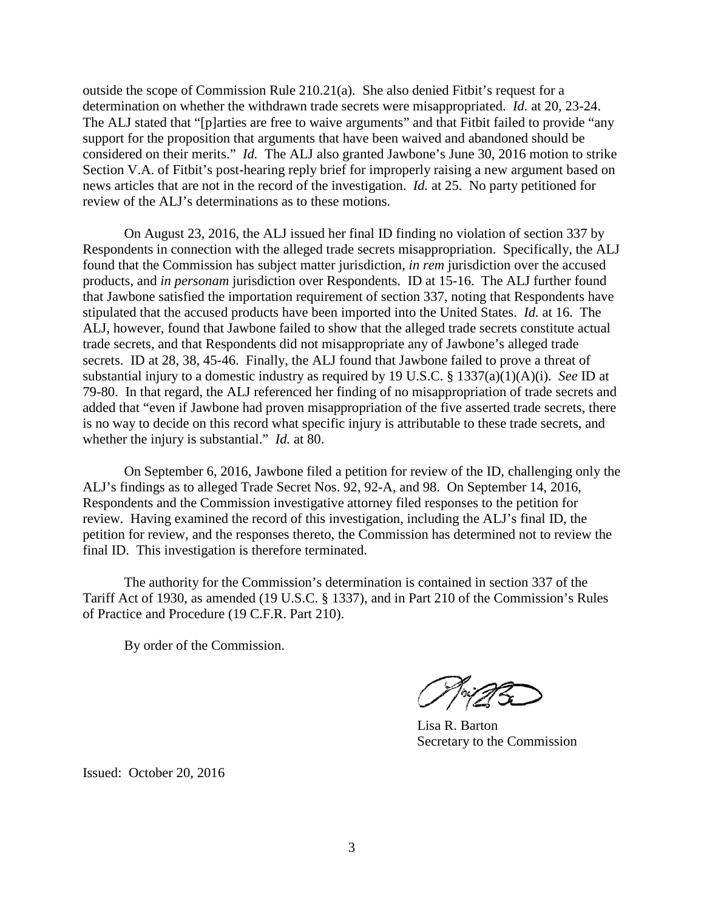outside the scope of Commission Rule 210.21(a). She also denied Fitbit's request for a determination on whether the withdrawn trade secrets were misappropriated. *Id.* at 20, 23-24. The ALJ stated that "[p]arties are free to waive arguments" and that Fitbit failed to provide "any support for the proposition that arguments that have been waived and abandoned should be considered on their merits." *Id.* The ALJ also granted Jawbone's June 30, 2016 motion to strike Section V.A. of Fitbit's post-hearing reply brief for improperly raising a new argument based on news articles that are not in the record of the investigation. *Id.* at 25. No party petitioned for review of the ALJ's determinations as to these motions.

On August 23, 2016, the ALJ issued her final ID finding no violation of section 337 by Respondents in connection with the alleged trade secrets misappropriation. Specifically, the ALJ found that the Commission has subject matter jurisdiction, *in rem* jurisdiction over the accused products, and *in personam* jurisdiction over Respondents. ID at 15-16. The ALJ further found that Jawbone satisfied the importation requirement of section 337, noting that Respondents have stipulated that the accused products have been imported into the United States. *Id.* at 16. The ALJ, however, found that Jawbone failed to show that the alleged trade secrets constitute actual trade secrets, and that Respondents did not misappropriate any of Jawbone's alleged trade secrets. ID at 28, 38, 45-46. Finally, the ALJ found that Jawbone failed to prove a threat of substantial injury to a domestic industry as required by 19 U.S.C. § 1337(a)(1)(A)(i). *See* ID at 79-80. In that regard, the ALJ referenced her finding of no misappropriation of trade secrets and added that "even if Jawbone had proven misappropriation of the five asserted trade secrets, there is no way to decide on this record what specific injury is attributable to these trade secrets, and whether the injury is substantial." *Id.* at 80.

On September 6, 2016, Jawbone filed a petition for review of the ID, challenging only the ALJ's findings as to alleged Trade Secret Nos. 92, 92-A, and 98. On September 14, 2016, Respondents and the Commission investigative attorney filed responses to the petition for review. Having examined the record of this investigation, including the ALJ's final ID, the petition for review, and the responses thereto, the Commission has determined not to review the final ID. This investigation is therefore terminated.

The authority for the Commission's determination is contained in section 337 of the Tariff Act of 1930, as amended (19 U.S.C. § 1337), and in Part 210 of the Commission's Rules of Practice and Procedure (19 C.F.R. Part 210).

By order of the Commission.

Lisa R. Barton
Secretary to the Commission

Issued: October 20, 2016